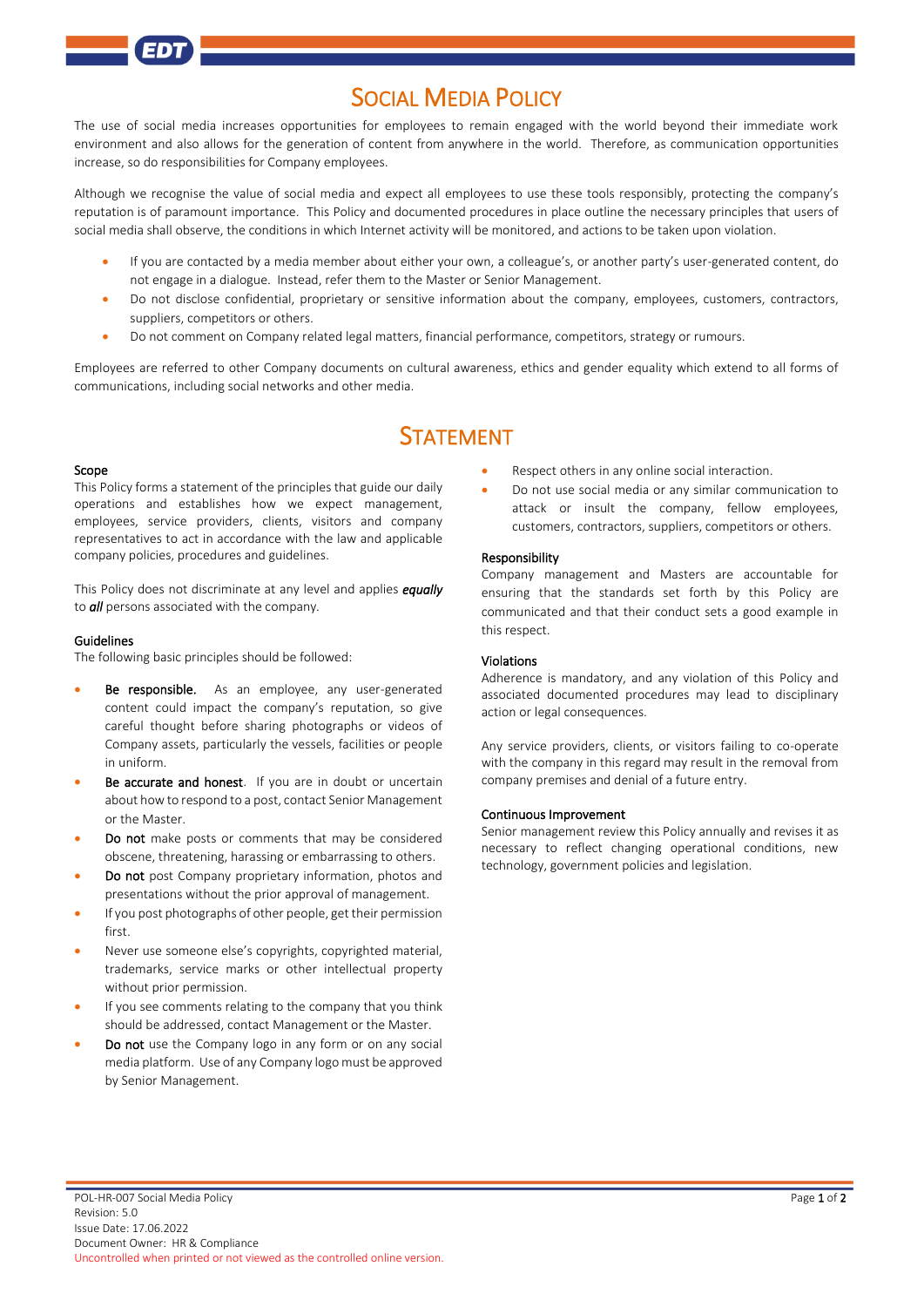# Social Media Policy

The use of social media increases opportunities for employees to remain engaged with the world beyond their immediate work environment and also allows for the generation of content from anywhere in the world. Therefore, as communication opportunities increase, so do responsibilities for Company employees.

Although we recognise the value of social media and expect all employees to use these tools responsibly, protecting the company's reputation is of paramount importance. This Policy and documented procedures in place outline the necessary principles that users of social media shall observe, the conditions in which Internet activity will be monitored, and actions to be taken upon violation.

- If you are contacted by a media member about either your own, a colleague's, or another party's user-generated content, do not engage in a dialogue. Instead, refer them to the Master or Senior Management.
- Do not disclose confidential, proprietary or sensitive information about the company, employees, customers, contractors, suppliers, competitors or others.
- Do not comment on Company related legal matters, financial performance, competitors, strategy or rumours.

Employees are referred to other Company documents on cultural awareness, ethics and gender equality which extend to all forms of communications, including social networks and other media.

# Statement

### Scope

This Policy forms a statement of the principles that guide our daily operations and establishes how we expect management, employees, service providers, clients, visitors and company representatives to act in accordance with the law and applicable company policies, procedures and guidelines.

This Policy does not discriminate at any level and applies ***equally*** to ***all*** persons associated with the company.

### Guidelines

The following basic principles should be followed:

- **Be responsible.** As an employee, any user-generated content could impact the company's reputation, so give careful thought before sharing photographs or videos of Company assets, particularly the vessels, facilities or people in uniform.
- **Be accurate and honest**. If you are in doubt or uncertain about how to respond to a post, contact Senior Management or the Master.
- **Do not** make posts or comments that may be considered obscene, threatening, harassing or embarrassing to others.
- **Do not** post Company proprietary information, photos and presentations without the prior approval of management.
- If you post photographs of other people, get their permission first.
- Never use someone else's copyrights, copyrighted material, trademarks, service marks or other intellectual property without prior permission.
- If you see comments relating to the company that you think should be addressed, contact Management or the Master.
- **Do not** use the Company logo in any form or on any social media platform. Use of any Company logo must be approved by Senior Management.
- Respect others in any online social interaction.
- Do not use social media or any similar communication to attack or insult the company, fellow employees, customers, contractors, suppliers, competitors or others.

### Responsibility

Company management and Masters are accountable for ensuring that the standards set forth by this Policy are communicated and that their conduct sets a good example in this respect.

### Violations

Adherence is mandatory, and any violation of this Policy and associated documented procedures may lead to disciplinary action or legal consequences.

Any service providers, clients, or visitors failing to co-operate with the company in this regard may result in the removal from company premises and denial of a future entry.

### Continuous Improvement

Senior management review this Policy annually and revises it as necessary to reflect changing operational conditions, new technology, government policies and legislation.

POL-HR-007 Social Media Policy
Revision: 5.0
Issue Date: 17.06.2022
Document Owner: HR & Compliance
Uncontrolled when printed or not viewed as the controlled online version.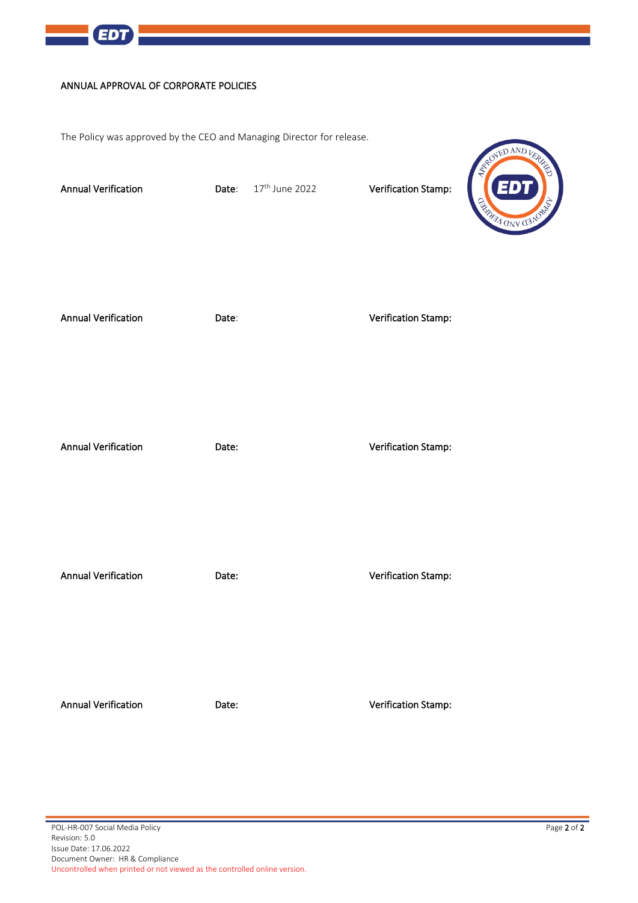ANNUAL APPROVAL OF CORPORATE POLICIES

The Policy was approved by the CEO and Managing Director for release.

**Annual Verification** **Date:** 17th June 2022 **Verification Stamp:**

**Annual Verification** **Date:** **Verification Stamp:**

**Annual Verification** **Date:** **Verification Stamp:**

**Annual Verification** **Date:** **Verification Stamp:**

**Annual Verification** **Date:** **Verification Stamp:**

POL-HR-007 Social Media Policy
Revision: 5.0
Issue Date: 17.06.2022
Document Owner: HR & Compliance
Uncontrolled when printed or not viewed as the controlled online version.